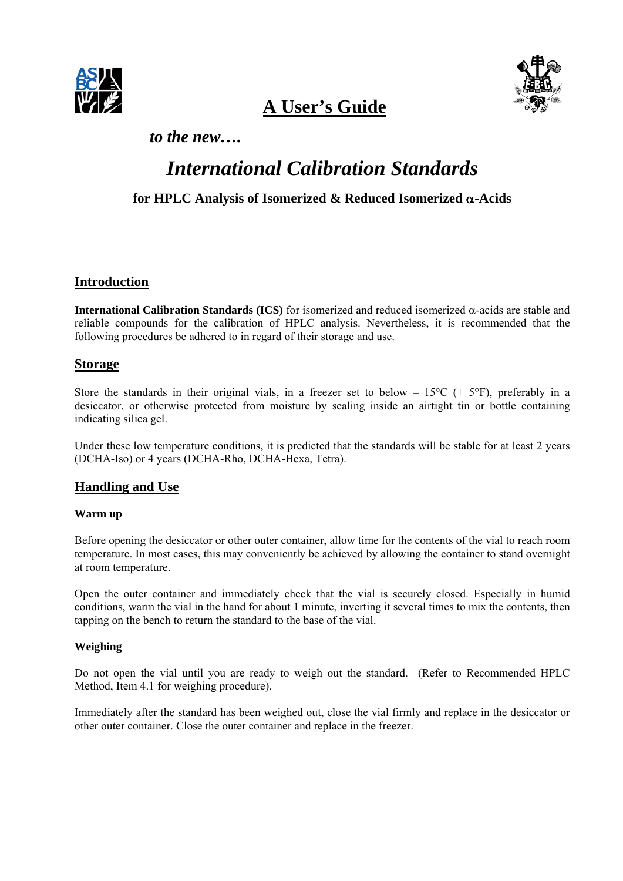# A User's Guide

***to the new….***

# *International Calibration Standards*

### for HPLC Analysis of Isomerized & Reduced Isomerized $\alpha$-Acids

## Introduction

**International Calibration Standards (ICS)** for isomerized and reduced isomerized $\alpha$-acids are stable and reliable compounds for the calibration of HPLC analysis. Nevertheless, it is recommended that the following procedures be adhered to in regard of their storage and use.

## Storage

Store the standards in their original vials, in a freezer set to below – 15°C (+ 5°F), preferably in a desiccator, or otherwise protected from moisture by sealing inside an airtight tin or bottle containing indicating silica gel.

Under these low temperature conditions, it is predicted that the standards will be stable for at least 2 years (DCHA-Iso) or 4 years (DCHA-Rho, DCHA-Hexa, Tetra).

## Handling and Use

**Warm up**

Before opening the desiccator or other outer container, allow time for the contents of the vial to reach room temperature. In most cases, this may conveniently be achieved by allowing the container to stand overnight at room temperature.

Open the outer container and immediately check that the vial is securely closed. Especially in humid conditions, warm the vial in the hand for about 1 minute, inverting it several times to mix the contents, then tapping on the bench to return the standard to the base of the vial.

**Weighing**

Do not open the vial until you are ready to weigh out the standard. (Refer to Recommended HPLC Method, Item 4.1 for weighing procedure).

Immediately after the standard has been weighed out, close the vial firmly and replace in the desiccator or other outer container. Close the outer container and replace in the freezer.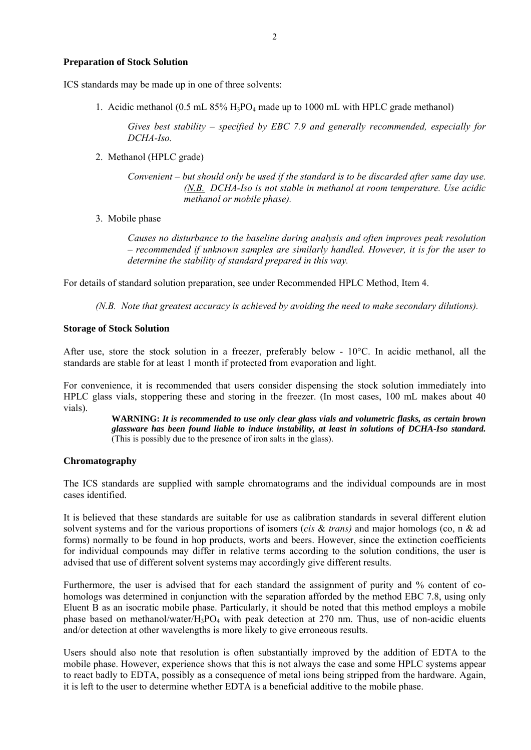### Preparation of Stock Solution

ICS standards may be made up in one of three solvents:

1. Acidic methanol (0.5 mL 85% $H_3PO_4$ made up to 1000 mL with HPLC grade methanol)

   *Gives best stability – specified by EBC 7.9 and generally recommended, especially for DCHA-Iso.*

2. Methanol (HPLC grade)

   *Convenient – but should only be used if the standard is to be discarded after same day use. (N.B. DCHA-Iso is not stable in methanol at room temperature. Use acidic methanol or mobile phase).*

3. Mobile phase

   *Causes no disturbance to the baseline during analysis and often improves peak resolution – recommended if unknown samples are similarly handled. However, it is for the user to determine the stability of standard prepared in this way.*

For details of standard solution preparation, see under Recommended HPLC Method, Item 4.

*(N.B. Note that greatest accuracy is achieved by avoiding the need to make secondary dilutions).*

### Storage of Stock Solution

After use, store the stock solution in a freezer, preferably below - 10°C. In acidic methanol, all the standards are stable for at least 1 month if protected from evaporation and light.

For convenience, it is recommended that users consider dispensing the stock solution immediately into HPLC glass vials, stoppering these and storing in the freezer. (In most cases, 100 mL makes about 40 vials).

> **WARNING:** ***It is recommended to use only clear glass vials and volumetric flasks, as certain brown glassware has been found liable to induce instability, at least in solutions of DCHA-Iso standard.*** (This is possibly due to the presence of iron salts in the glass).

### Chromatography

The ICS standards are supplied with sample chromatograms and the individual compounds are in most cases identified.

It is believed that these standards are suitable for use as calibration standards in several different elution solvent systems and for the various proportions of isomers (*cis* & *trans)* and major homologs (co, n & ad forms) normally to be found in hop products, worts and beers. However, since the extinction coefficients for individual compounds may differ in relative terms according to the solution conditions, the user is advised that use of different solvent systems may accordingly give different results.

Furthermore, the user is advised that for each standard the assignment of purity and % content of co-homologs was determined in conjunction with the separation afforded by the method EBC 7.8, using only Eluent B as an isocratic mobile phase. Particularly, it should be noted that this method employs a mobile phase based on methanol/water/$H_3PO_4$ with peak detection at 270 nm. Thus, use of non-acidic eluents and/or detection at other wavelengths is more likely to give erroneous results.

Users should also note that resolution is often substantially improved by the addition of EDTA to the mobile phase. However, experience shows that this is not always the case and some HPLC systems appear to react badly to EDTA, possibly as a consequence of metal ions being stripped from the hardware. Again, it is left to the user to determine whether EDTA is a beneficial additive to the mobile phase.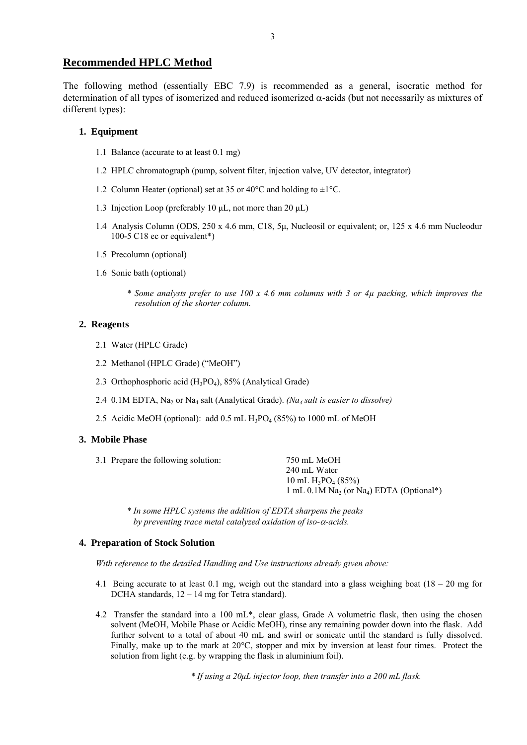## Recommended HPLC Method

The following method (essentially EBC 7.9) is recommended as a general, isocratic method for determination of all types of isomerized and reduced isomerized α-acids (but not necessarily as mixtures of different types):

### 1. Equipment

1.1 Balance (accurate to at least 0.1 mg)

1.2 HPLC chromatograph (pump, solvent filter, injection valve, UV detector, integrator)

1.2 Column Heater (optional) set at 35 or 40°C and holding to ±1°C.

1.3 Injection Loop (preferably 10 μL, not more than 20 μL)

1.4 Analysis Column (ODS, 250 x 4.6 mm, C18, 5μ, Nucleosil or equivalent; or, 125 x 4.6 mm Nucleodur 100-5 C18 ec or equivalent*)

1.5 Precolumn (optional)

1.6 Sonic bath (optional)

*\* Some analysts prefer to use 100 x 4.6 mm columns with 3 or 4μ packing, which improves the resolution of the shorter column.*

### 2. Reagents

2.1 Water (HPLC Grade)

2.2 Methanol (HPLC Grade) ("MeOH")

2.3 Orthophosphoric acid ($H_3PO_4$), 85% (Analytical Grade)

2.4 0.1M EDTA, $Na_2$ or $Na_4$ salt (Analytical Grade). *($Na_4$ salt is easier to dissolve)*

2.5 Acidic MeOH (optional): add 0.5 mL $H_3PO_4$ (85%) to 1000 mL of MeOH

### 3. Mobile Phase

3.1 Prepare the following solution:

- 750 mL MeOH
- 240 mL Water
- 10 mL $H_3PO_4$ (85%)
- 1 mL 0.1M $Na_2$ (or $Na_4$) EDTA (Optional*)

*\* In some HPLC systems the addition of EDTA sharpens the peaks by preventing trace metal catalyzed oxidation of iso-α-acids.*

### 4. Preparation of Stock Solution

*With reference to the detailed Handling and Use instructions already given above:*

4.1 Being accurate to at least 0.1 mg, weigh out the standard into a glass weighing boat (18 – 20 mg for DCHA standards, 12 – 14 mg for Tetra standard).

4.2 Transfer the standard into a 100 mL*, clear glass, Grade A volumetric flask, then using the chosen solvent (MeOH, Mobile Phase or Acidic MeOH), rinse any remaining powder down into the flask. Add further solvent to a total of about 40 mL and swirl or sonicate until the standard is fully dissolved. Finally, make up to the mark at 20°C, stopper and mix by inversion at least four times. Protect the solution from light (e.g. by wrapping the flask in aluminium foil).

*\* If using a 20μL injector loop, then transfer into a 200 mL flask.*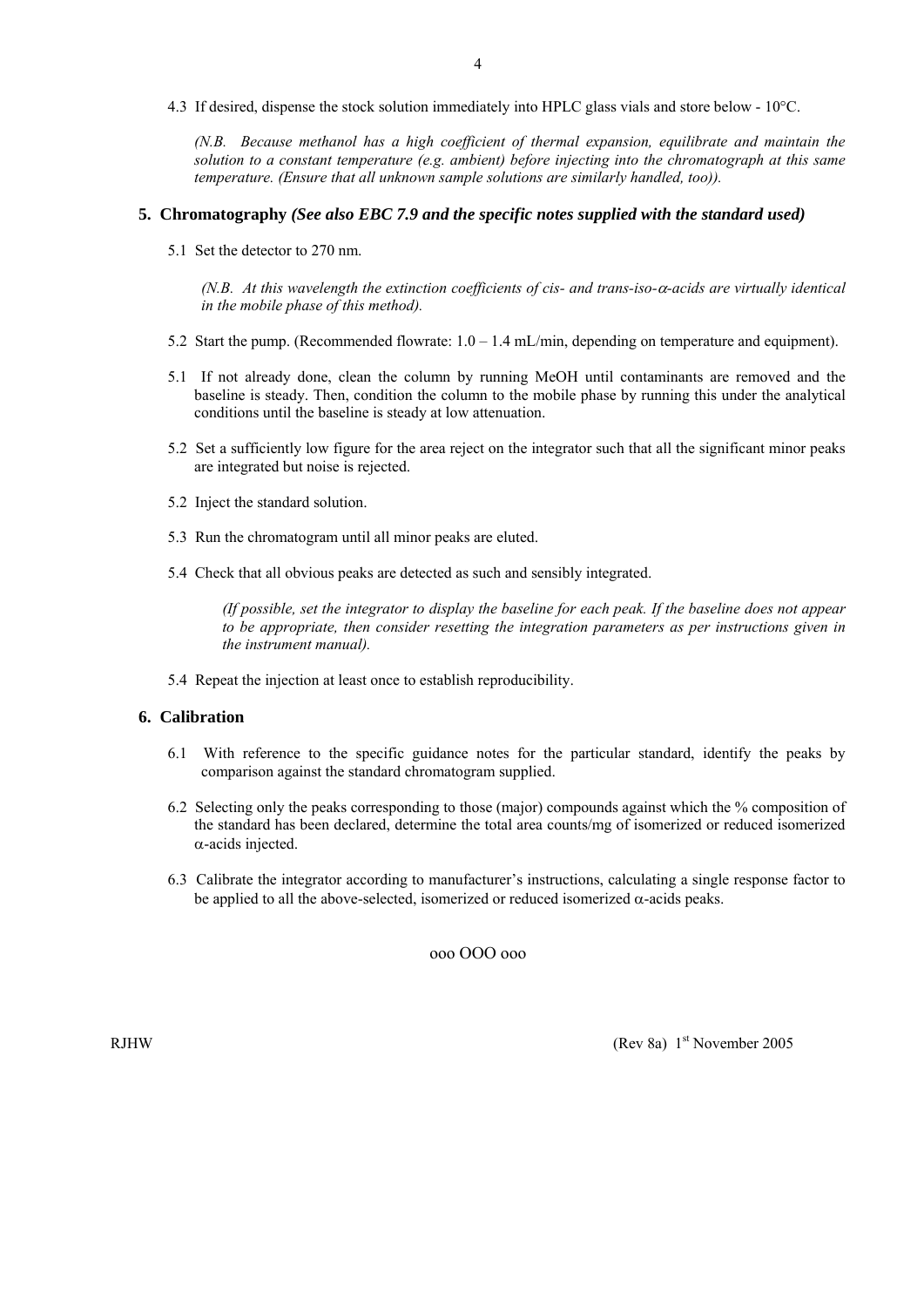4.3 If desired, dispense the stock solution immediately into HPLC glass vials and store below - 10°C.

*(N.B. Because methanol has a high coefficient of thermal expansion, equilibrate and maintain the solution to a constant temperature (e.g. ambient) before injecting into the chromatograph at this same temperature. (Ensure that all unknown sample solutions are similarly handled, too)).*

## 5. Chromatography *(See also EBC 7.9 and the specific notes supplied with the standard used)*

5.1 Set the detector to 270 nm.

*(N.B. At this wavelength the extinction coefficients of cis- and trans-iso-α-acids are virtually identical in the mobile phase of this method).*

5.2 Start the pump. (Recommended flowrate: 1.0 – 1.4 mL/min, depending on temperature and equipment).

5.1 If not already done, clean the column by running MeOH until contaminants are removed and the baseline is steady. Then, condition the column to the mobile phase by running this under the analytical conditions until the baseline is steady at low attenuation.

5.2 Set a sufficiently low figure for the area reject on the integrator such that all the significant minor peaks are integrated but noise is rejected.

5.2 Inject the standard solution.

5.3 Run the chromatogram until all minor peaks are eluted.

5.4 Check that all obvious peaks are detected as such and sensibly integrated.

*(If possible, set the integrator to display the baseline for each peak. If the baseline does not appear to be appropriate, then consider resetting the integration parameters as per instructions given in the instrument manual).*

5.4 Repeat the injection at least once to establish reproducibility.

## 6. Calibration

6.1 With reference to the specific guidance notes for the particular standard, identify the peaks by comparison against the standard chromatogram supplied.

6.2 Selecting only the peaks corresponding to those (major) compounds against which the % composition of the standard has been declared, determine the total area counts/mg of isomerized or reduced isomerized α-acids injected.

6.3 Calibrate the integrator according to manufacturer's instructions, calculating a single response factor to be applied to all the above-selected, isomerized or reduced isomerized α-acids peaks.

ooo OOO ooo

RJHW (Rev 8a) 1st November 2005